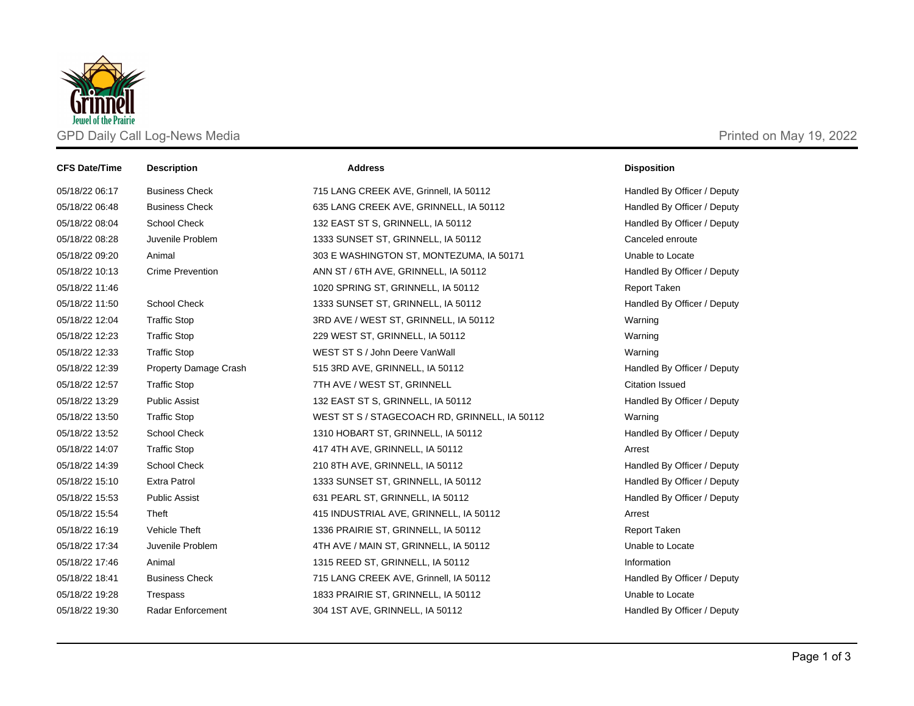# GPD Daily Call Log-News Media

Printed on May 19, 2022

| CFS Date/Time | Description | Address | Disposition |
|---|---|---|---|
| 05/18/22 06:17 | Business Check | 715 LANG CREEK AVE, Grinnell, IA 50112 | Handled By Officer / Deputy |
| 05/18/22 06:48 | Business Check | 635 LANG CREEK AVE, GRINNELL, IA 50112 | Handled By Officer / Deputy |
| 05/18/22 08:04 | School Check | 132 EAST ST S, GRINNELL, IA 50112 | Handled By Officer / Deputy |
| 05/18/22 08:28 | Juvenile Problem | 1333 SUNSET ST, GRINNELL, IA 50112 | Canceled enroute |
| 05/18/22 09:20 | Animal | 303 E WASHINGTON ST, MONTEZUMA, IA 50171 | Unable to Locate |
| 05/18/22 10:13 | Crime Prevention | ANN ST / 6TH AVE, GRINNELL, IA 50112 | Handled By Officer / Deputy |
| 05/18/22 11:46 | | 1020 SPRING ST, GRINNELL, IA 50112 | Report Taken |
| 05/18/22 11:50 | School Check | 1333 SUNSET ST, GRINNELL, IA 50112 | Handled By Officer / Deputy |
| 05/18/22 12:04 | Traffic Stop | 3RD AVE / WEST ST, GRINNELL, IA 50112 | Warning |
| 05/18/22 12:23 | Traffic Stop | 229 WEST ST, GRINNELL, IA 50112 | Warning |
| 05/18/22 12:33 | Traffic Stop | WEST ST S / John Deere VanWall | Warning |
| 05/18/22 12:39 | Property Damage Crash | 515 3RD AVE, GRINNELL, IA 50112 | Handled By Officer / Deputy |
| 05/18/22 12:57 | Traffic Stop | 7TH AVE / WEST ST, GRINNELL | Citation Issued |
| 05/18/22 13:29 | Public Assist | 132 EAST ST S, GRINNELL, IA 50112 | Handled By Officer / Deputy |
| 05/18/22 13:50 | Traffic Stop | WEST ST S / STAGECOACH RD, GRINNELL, IA 50112 | Warning |
| 05/18/22 13:52 | School Check | 1310 HOBART ST, GRINNELL, IA 50112 | Handled By Officer / Deputy |
| 05/18/22 14:07 | Traffic Stop | 417 4TH AVE, GRINNELL, IA 50112 | Arrest |
| 05/18/22 14:39 | School Check | 210 8TH AVE, GRINNELL, IA 50112 | Handled By Officer / Deputy |
| 05/18/22 15:10 | Extra Patrol | 1333 SUNSET ST, GRINNELL, IA 50112 | Handled By Officer / Deputy |
| 05/18/22 15:53 | Public Assist | 631 PEARL ST, GRINNELL, IA 50112 | Handled By Officer / Deputy |
| 05/18/22 15:54 | Theft | 415 INDUSTRIAL AVE, GRINNELL, IA 50112 | Arrest |
| 05/18/22 16:19 | Vehicle Theft | 1336 PRAIRIE ST, GRINNELL, IA 50112 | Report Taken |
| 05/18/22 17:34 | Juvenile Problem | 4TH AVE / MAIN ST, GRINNELL, IA 50112 | Unable to Locate |
| 05/18/22 17:46 | Animal | 1315 REED ST, GRINNELL, IA 50112 | Information |
| 05/18/22 18:41 | Business Check | 715 LANG CREEK AVE, Grinnell, IA 50112 | Handled By Officer / Deputy |
| 05/18/22 19:28 | Trespass | 1833 PRAIRIE ST, GRINNELL, IA 50112 | Unable to Locate |
| 05/18/22 19:30 | Radar Enforcement | 304 1ST AVE, GRINNELL, IA 50112 | Handled By Officer / Deputy |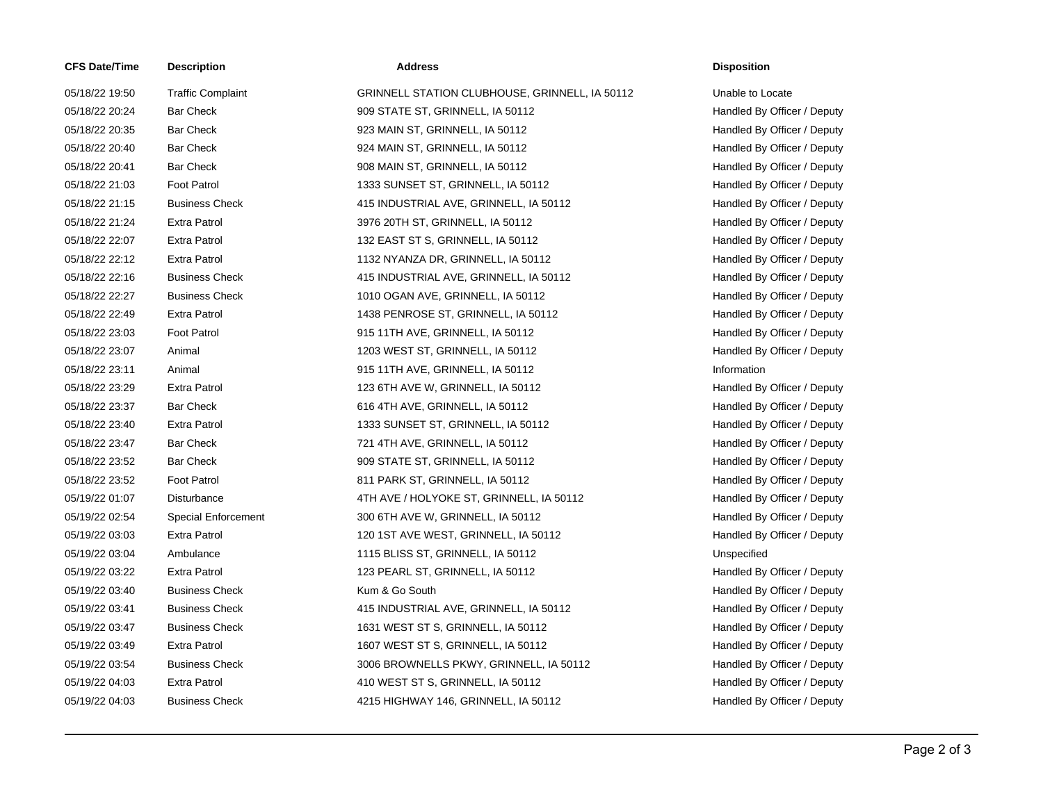| CFS Date/Time | Description | Address | Disposition |
|---|---|---|---|
| 05/18/22 19:50 | Traffic Complaint | GRINNELL STATION CLUBHOUSE, GRINNELL, IA 50112 | Unable to Locate |
| 05/18/22 20:24 | Bar Check | 909 STATE ST, GRINNELL, IA 50112 | Handled By Officer / Deputy |
| 05/18/22 20:35 | Bar Check | 923 MAIN ST, GRINNELL, IA 50112 | Handled By Officer / Deputy |
| 05/18/22 20:40 | Bar Check | 924 MAIN ST, GRINNELL, IA 50112 | Handled By Officer / Deputy |
| 05/18/22 20:41 | Bar Check | 908 MAIN ST, GRINNELL, IA 50112 | Handled By Officer / Deputy |
| 05/18/22 21:03 | Foot Patrol | 1333 SUNSET ST, GRINNELL, IA 50112 | Handled By Officer / Deputy |
| 05/18/22 21:15 | Business Check | 415 INDUSTRIAL AVE, GRINNELL, IA 50112 | Handled By Officer / Deputy |
| 05/18/22 21:24 | Extra Patrol | 3976 20TH ST, GRINNELL, IA 50112 | Handled By Officer / Deputy |
| 05/18/22 22:07 | Extra Patrol | 132 EAST ST S, GRINNELL, IA 50112 | Handled By Officer / Deputy |
| 05/18/22 22:12 | Extra Patrol | 1132 NYANZA DR, GRINNELL, IA 50112 | Handled By Officer / Deputy |
| 05/18/22 22:16 | Business Check | 415 INDUSTRIAL AVE, GRINNELL, IA 50112 | Handled By Officer / Deputy |
| 05/18/22 22:27 | Business Check | 1010 OGAN AVE, GRINNELL, IA 50112 | Handled By Officer / Deputy |
| 05/18/22 22:49 | Extra Patrol | 1438 PENROSE ST, GRINNELL, IA 50112 | Handled By Officer / Deputy |
| 05/18/22 23:03 | Foot Patrol | 915 11TH AVE, GRINNELL, IA 50112 | Handled By Officer / Deputy |
| 05/18/22 23:07 | Animal | 1203 WEST ST, GRINNELL, IA 50112 | Handled By Officer / Deputy |
| 05/18/22 23:11 | Animal | 915 11TH AVE, GRINNELL, IA 50112 | Information |
| 05/18/22 23:29 | Extra Patrol | 123 6TH AVE W, GRINNELL, IA 50112 | Handled By Officer / Deputy |
| 05/18/22 23:37 | Bar Check | 616 4TH AVE, GRINNELL, IA 50112 | Handled By Officer / Deputy |
| 05/18/22 23:40 | Extra Patrol | 1333 SUNSET ST, GRINNELL, IA 50112 | Handled By Officer / Deputy |
| 05/18/22 23:47 | Bar Check | 721 4TH AVE, GRINNELL, IA 50112 | Handled By Officer / Deputy |
| 05/18/22 23:52 | Bar Check | 909 STATE ST, GRINNELL, IA 50112 | Handled By Officer / Deputy |
| 05/18/22 23:52 | Foot Patrol | 811 PARK ST, GRINNELL, IA 50112 | Handled By Officer / Deputy |
| 05/19/22 01:07 | Disturbance | 4TH AVE / HOLYOKE ST, GRINNELL, IA 50112 | Handled By Officer / Deputy |
| 05/19/22 02:54 | Special Enforcement | 300 6TH AVE W, GRINNELL, IA 50112 | Handled By Officer / Deputy |
| 05/19/22 03:03 | Extra Patrol | 120 1ST AVE WEST, GRINNELL, IA 50112 | Handled By Officer / Deputy |
| 05/19/22 03:04 | Ambulance | 1115 BLISS ST, GRINNELL, IA 50112 | Unspecified |
| 05/19/22 03:22 | Extra Patrol | 123 PEARL ST, GRINNELL, IA 50112 | Handled By Officer / Deputy |
| 05/19/22 03:40 | Business Check | Kum & Go South | Handled By Officer / Deputy |
| 05/19/22 03:41 | Business Check | 415 INDUSTRIAL AVE, GRINNELL, IA 50112 | Handled By Officer / Deputy |
| 05/19/22 03:47 | Business Check | 1631 WEST ST S, GRINNELL, IA 50112 | Handled By Officer / Deputy |
| 05/19/22 03:49 | Extra Patrol | 1607 WEST ST S, GRINNELL, IA 50112 | Handled By Officer / Deputy |
| 05/19/22 03:54 | Business Check | 3006 BROWNELLS PKWY, GRINNELL, IA 50112 | Handled By Officer / Deputy |
| 05/19/22 04:03 | Extra Patrol | 410 WEST ST S, GRINNELL, IA 50112 | Handled By Officer / Deputy |
| 05/19/22 04:03 | Business Check | 4215 HIGHWAY 146, GRINNELL, IA 50112 | Handled By Officer / Deputy |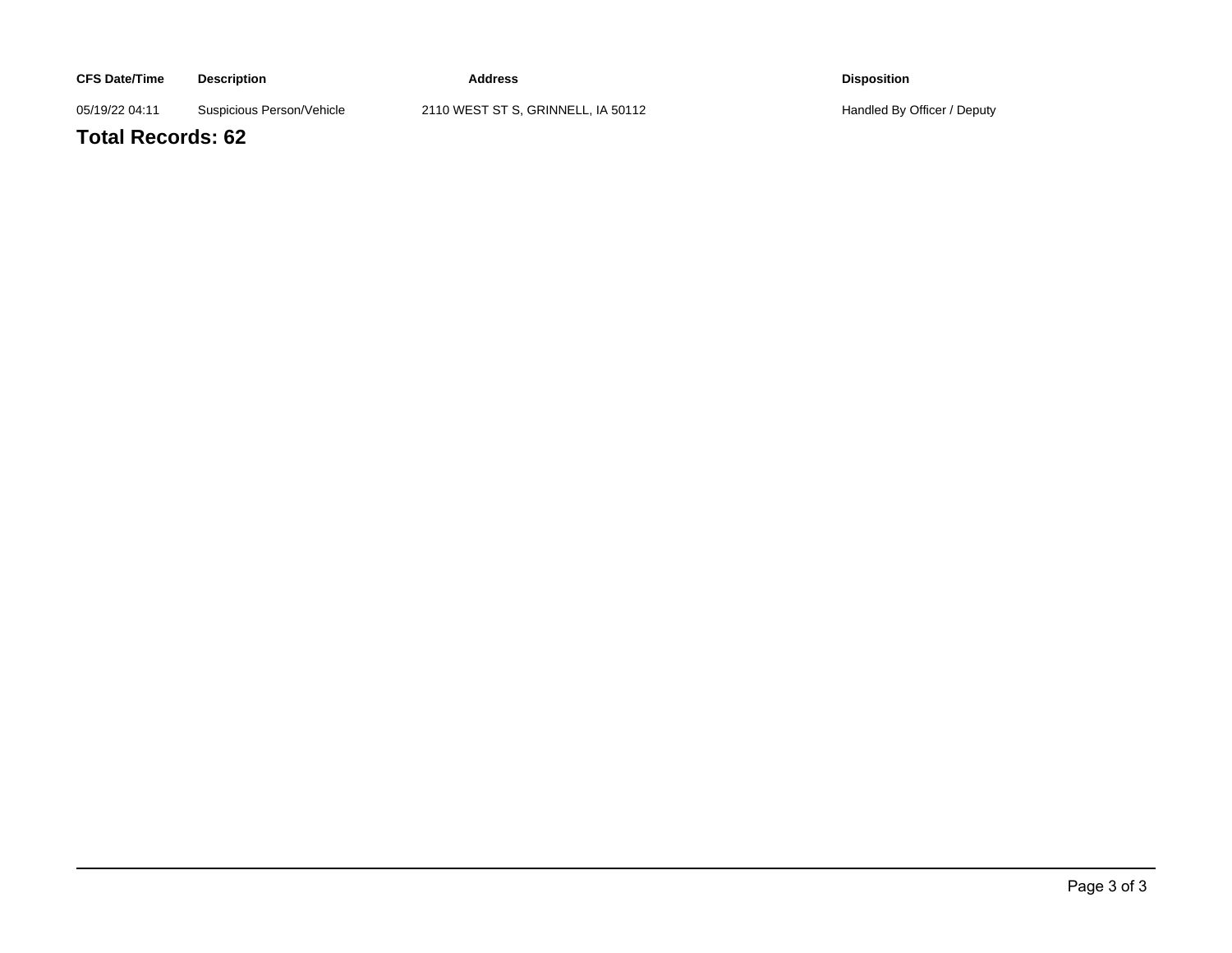| CFS Date/Time | Description | Address | Disposition |
|---|---|---|---|
| 05/19/22 04:11 | Suspicious Person/Vehicle | 2110 WEST ST S, GRINNELL, IA 50112 | Handled By Officer / Deputy |

**Total Records: 62**